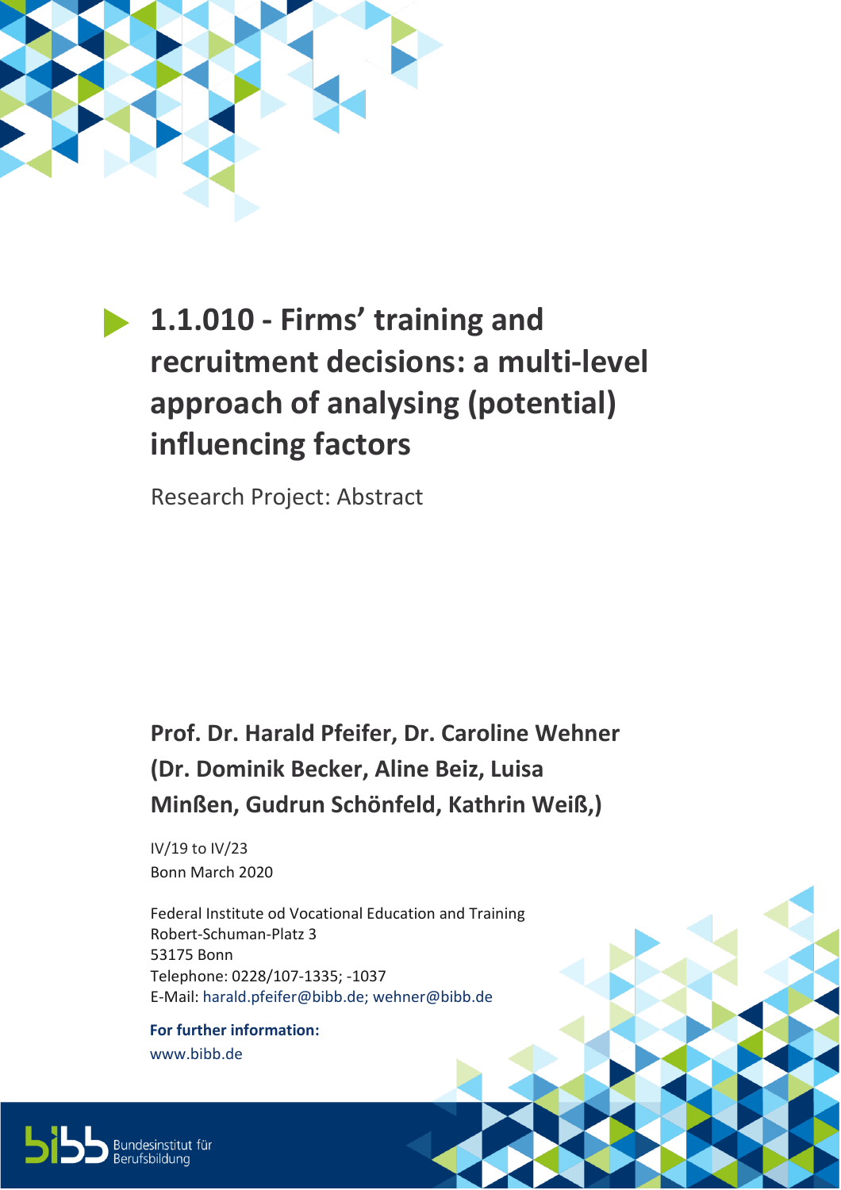# 1.1.010 - Firms' training and recruitment decisions: a multi-level approach of analysing (potential) influencing factors

Research Project: Abstract

**Prof. Dr. Harald Pfeifer, Dr. Caroline Wehner (Dr. Dominik Becker, Aline Beiz, Luisa Minßen, Gudrun Schönfeld, Kathrin Weiß,)**

IV/19 to IV/23

Bonn March 2020

Federal Institute od Vocational Education and Training
Robert-Schuman-Platz 3
53175 Bonn
Telephone: 0228/107-1335; -1037
E-Mail: harald.pfeifer@bibb.de; wehner@bibb.de

**For further information:**
www.bibb.de

Bundesinstitut für Berufsbildung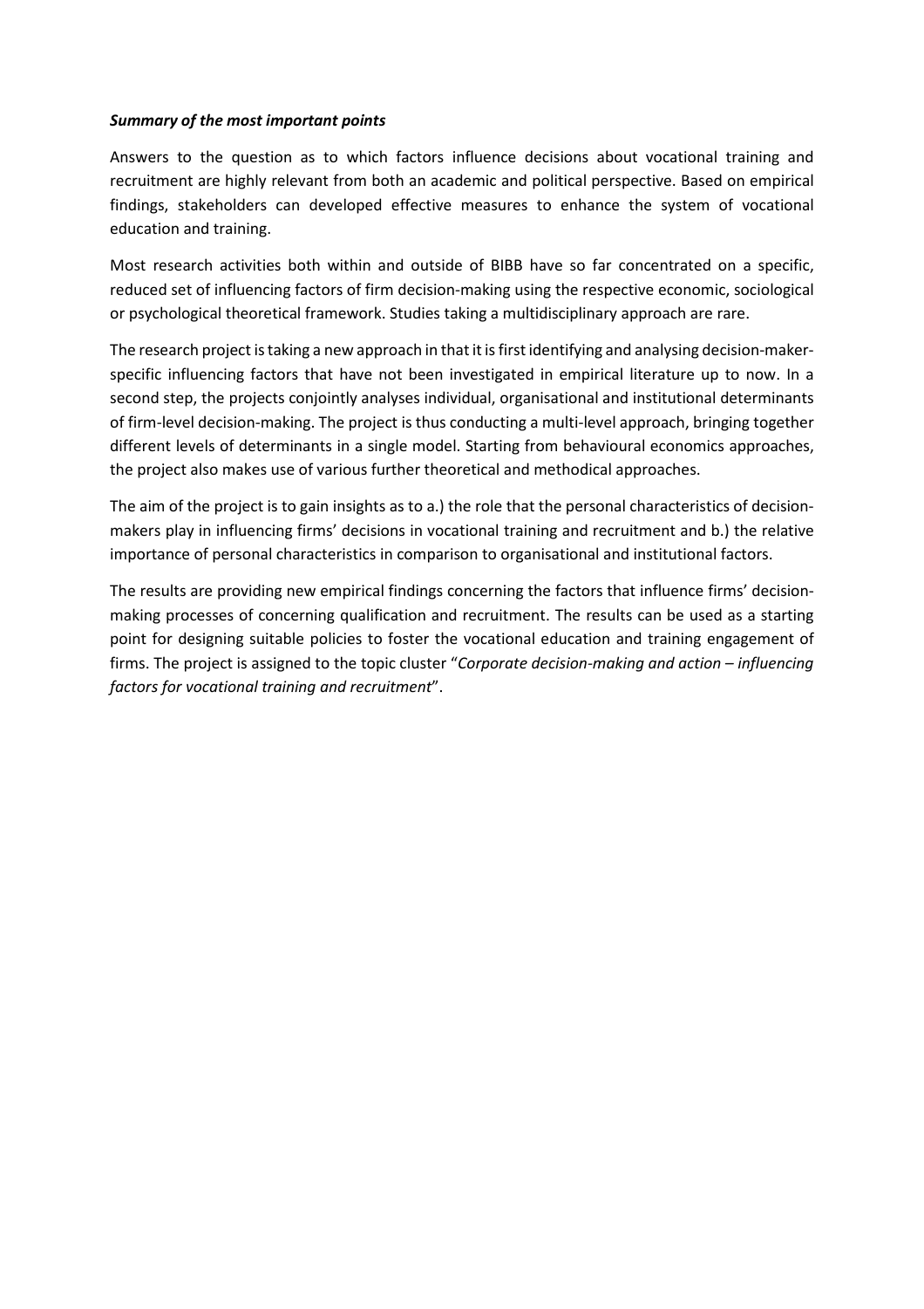***Summary of the most important points***

Answers to the question as to which factors influence decisions about vocational training and recruitment are highly relevant from both an academic and political perspective. Based on empirical findings, stakeholders can developed effective measures to enhance the system of vocational education and training.

Most research activities both within and outside of BIBB have so far concentrated on a specific, reduced set of influencing factors of firm decision-making using the respective economic, sociological or psychological theoretical framework. Studies taking a multidisciplinary approach are rare.

The research project is taking a new approach in that it is first identifying and analysing decision-maker-specific influencing factors that have not been investigated in empirical literature up to now. In a second step, the projects conjointly analyses individual, organisational and institutional determinants of firm-level decision-making. The project is thus conducting a multi-level approach, bringing together different levels of determinants in a single model. Starting from behavioural economics approaches, the project also makes use of various further theoretical and methodical approaches.

The aim of the project is to gain insights as to a.) the role that the personal characteristics of decision-makers play in influencing firms' decisions in vocational training and recruitment and b.) the relative importance of personal characteristics in comparison to organisational and institutional factors.

The results are providing new empirical findings concerning the factors that influence firms' decision-making processes of concerning qualification and recruitment. The results can be used as a starting point for designing suitable policies to foster the vocational education and training engagement of firms. The project is assigned to the topic cluster "*Corporate decision-making and action – influencing factors for vocational training and recruitment*".